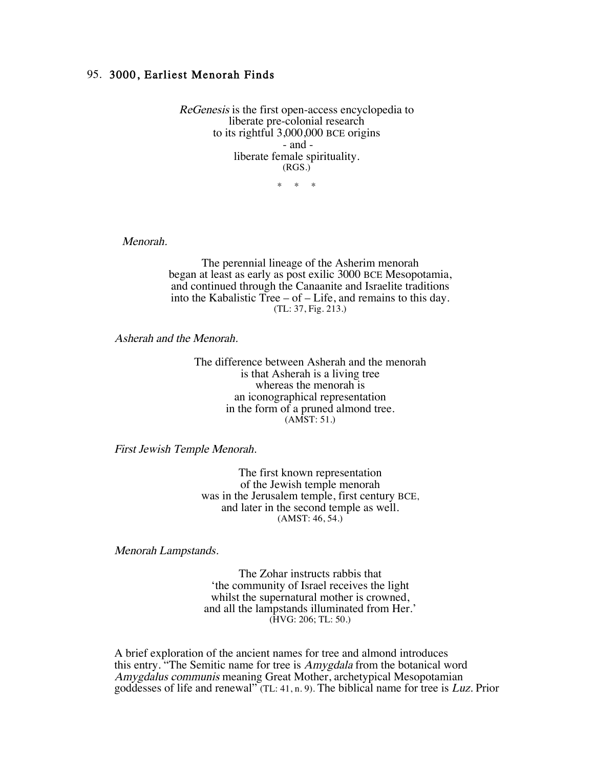## 95. 3000, Earliest Menorah Finds

*ReGenesis* is the first open-access encyclopedia to
liberate pre-colonial research
to its rightful 3,000,000 BCE origins
- and -
liberate female spirituality.
(RGS.)

\* \* \*

*Menorah.*

The perennial lineage of the Asherim menorah
began at least as early as post exilic 3000 BCE Mesopotamia,
and continued through the Canaanite and Israelite traditions
into the Kabalistic Tree – of – Life, and remains to this day.
(TL: 37, Fig. 213.)

*Asherah and the Menorah.*

The difference between Asherah and the menorah
is that Asherah is a living tree
whereas the menorah is
an iconographical representation
in the form of a pruned almond tree.
(AMST: 51.)

*First Jewish Temple Menorah.*

The first known representation
of the Jewish temple menorah
was in the Jerusalem temple, first century BCE,
and later in the second temple as well.
(AMST: 46, 54.)

*Menorah Lampstands.*

The Zohar instructs rabbis that
'the community of Israel receives the light
whilst the supernatural mother is crowned,
and all the lampstands illuminated from Her.'
(HVG: 206; TL: 50.)

A brief exploration of the ancient names for tree and almond introduces this entry. "The Semitic name for tree is *Amygdala* from the botanical word *Amygdalus communis* meaning Great Mother, archetypical Mesopotamian goddesses of life and renewal" (TL: 41, n. 9). The biblical name for tree is *Luz.* Prior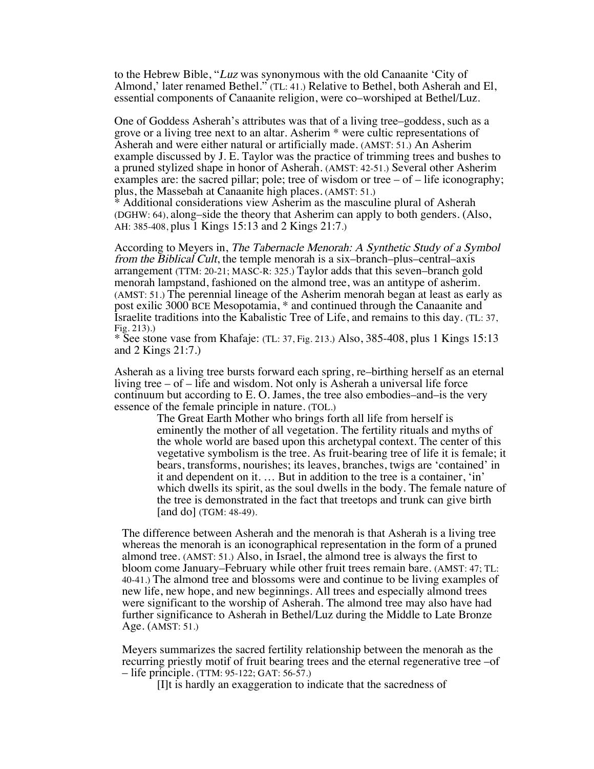to the Hebrew Bible, "*Luz* was synonymous with the old Canaanite 'City of Almond,' later renamed Bethel." (TL: 41.) Relative to Bethel, both Asherah and El, essential components of Canaanite religion, were co–worshiped at Bethel/Luz.

One of Goddess Asherah's attributes was that of a living tree–goddess, such as a grove or a living tree next to an altar. Asherim * were cultic representations of Asherah and were either natural or artificially made. (AMST: 51.) An Asherim example discussed by J. E. Taylor was the practice of trimming trees and bushes to a pruned stylized shape in honor of Asherah. (AMST: 42-51.) Several other Asherim examples are: the sacred pillar; pole; tree of wisdom or tree – of – life iconography; plus, the Massebah at Canaanite high places. (AMST: 51.)
* Additional considerations view Asherim as the masculine plural of Asherah (DGHW: 64), along–side the theory that Asherim can apply to both genders. (Also, AH: 385-408, plus 1 Kings 15:13 and 2 Kings 21:7.)

According to Meyers in, *The Tabernacle Menorah: A Synthetic Study of a Symbol from the Biblical Cult*, the temple menorah is a six–branch–plus–central–axis arrangement (TTM: 20-21; MASC-R: 325.) Taylor adds that this seven–branch gold menorah lampstand, fashioned on the almond tree, was an antitype of asherim. (AMST: 51.) The perennial lineage of the Asherim menorah began at least as early as post exilic 3000 BCE Mesopotamia, * and continued through the Canaanite and Israelite traditions into the Kabalistic Tree of Life, and remains to this day. (TL: 37, Fig. 213).)
* See stone vase from Khafaje: (TL: 37, Fig. 213.) Also, 385-408, plus 1 Kings 15:13 and 2 Kings 21:7.)

Asherah as a living tree bursts forward each spring, re–birthing herself as an eternal living tree – of – life and wisdom. Not only is Asherah a universal life force continuum but according to E. O. James, the tree also embodies–and–is the very essence of the female principle in nature. (TOL.)

> The Great Earth Mother who brings forth all life from herself is eminently the mother of all vegetation. The fertility rituals and myths of the whole world are based upon this archetypal context. The center of this vegetative symbolism is the tree. As fruit-bearing tree of life it is female; it bears, transforms, nourishes; its leaves, branches, twigs are 'contained' in it and dependent on it. … But in addition to the tree is a container, 'in' which dwells its spirit, as the soul dwells in the body. The female nature of the tree is demonstrated in the fact that treetops and trunk can give birth [and do] (TGM: 48-49).

The difference between Asherah and the menorah is that Asherah is a living tree whereas the menorah is an iconographical representation in the form of a pruned almond tree. (AMST: 51.) Also, in Israel, the almond tree is always the first to bloom come January–February while other fruit trees remain bare. (AMST: 47; TL: 40-41.) The almond tree and blossoms were and continue to be living examples of new life, new hope, and new beginnings. All trees and especially almond trees were significant to the worship of Asherah. The almond tree may also have had further significance to Asherah in Bethel/Luz during the Middle to Late Bronze Age. (AMST: 51.)

Meyers summarizes the sacred fertility relationship between the menorah as the recurring priestly motif of fruit bearing trees and the eternal regenerative tree –of – life principle. (TTM: 95-122; GAT: 56-57.)

> [I]t is hardly an exaggeration to indicate that the sacredness of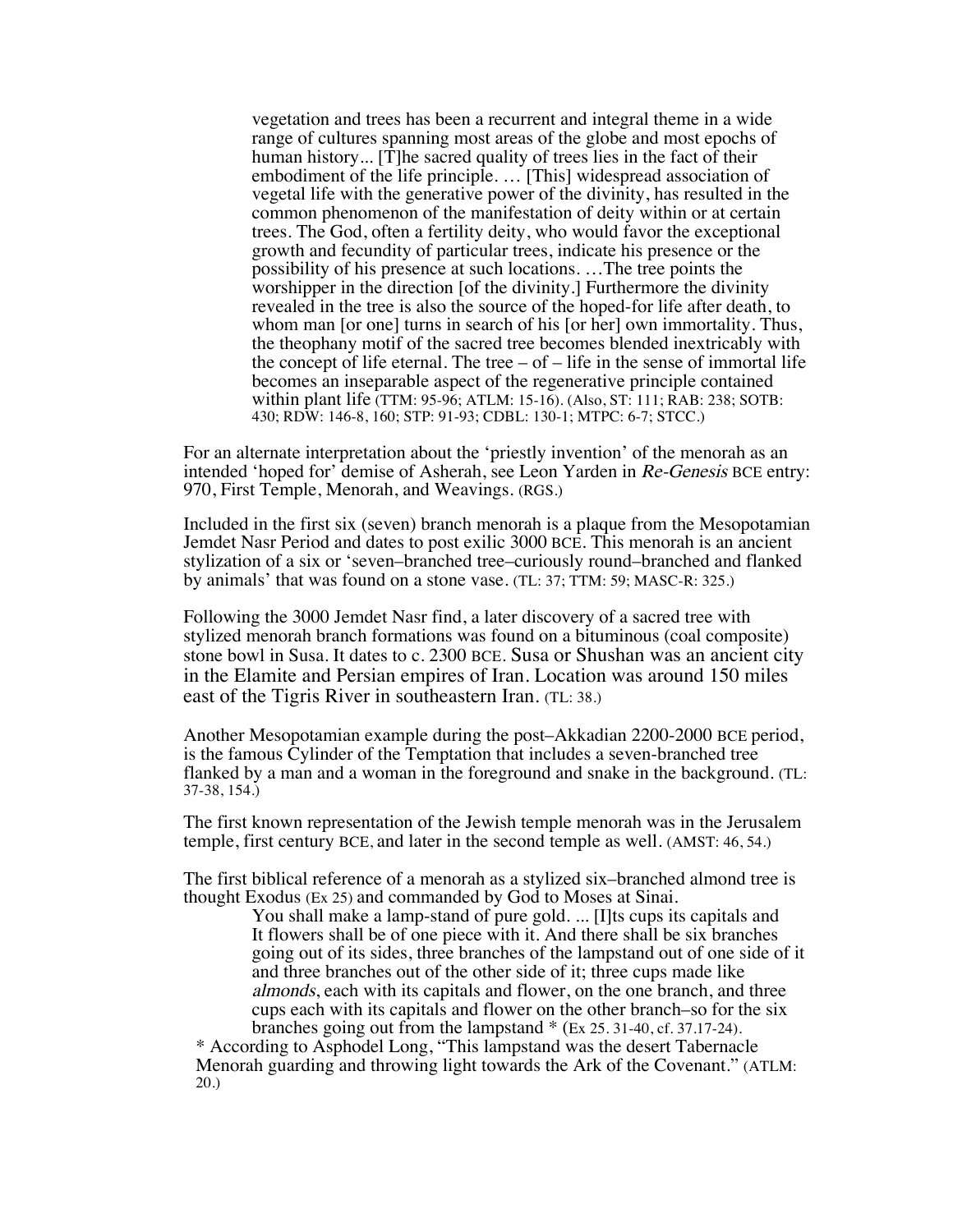> vegetation and trees has been a recurrent and integral theme in a wide range of cultures spanning most areas of the globe and most epochs of human history... [T]he sacred quality of trees lies in the fact of their embodiment of the life principle. … [This] widespread association of vegetal life with the generative power of the divinity, has resulted in the common phenomenon of the manifestation of deity within or at certain trees. The God, often a fertility deity, who would favor the exceptional growth and fecundity of particular trees, indicate his presence or the possibility of his presence at such locations. …The tree points the worshipper in the direction [of the divinity.] Furthermore the divinity revealed in the tree is also the source of the hoped-for life after death, to whom man [or one] turns in search of his [or her] own immortality. Thus, the theophany motif of the sacred tree becomes blended inextricably with the concept of life eternal. The tree – of – life in the sense of immortal life becomes an inseparable aspect of the regenerative principle contained within plant life (TTM: 95-96; ATLM: 15-16). (Also, ST: 111; RAB: 238; SOTB: 430; RDW: 146-8, 160; STP: 91-93; CDBL: 130-1; MTPC: 6-7; STCC.)

For an alternate interpretation about the 'priestly invention' of the menorah as an intended 'hoped for' demise of Asherah, see Leon Yarden in *Re-Genesis* BCE entry: 970, First Temple, Menorah, and Weavings. (RGS.)

Included in the first six (seven) branch menorah is a plaque from the Mesopotamian Jemdet Nasr Period and dates to post exilic 3000 BCE. This menorah is an ancient stylization of a six or 'seven–branched tree–curiously round–branched and flanked by animals' that was found on a stone vase. (TL: 37; TTM: 59; MASC-R: 325.)

Following the 3000 Jemdet Nasr find, a later discovery of a sacred tree with stylized menorah branch formations was found on a bituminous (coal composite) stone bowl in Susa. It dates to c. 2300 BCE. Susa or Shushan was an ancient city in the Elamite and Persian empires of Iran. Location was around 150 miles east of the Tigris River in southeastern Iran. (TL: 38.)

Another Mesopotamian example during the post–Akkadian 2200-2000 BCE period, is the famous Cylinder of the Temptation that includes a seven-branched tree flanked by a man and a woman in the foreground and snake in the background. (TL: 37-38, 154.)

The first known representation of the Jewish temple menorah was in the Jerusalem temple, first century BCE, and later in the second temple as well. (AMST: 46, 54.)

The first biblical reference of a menorah as a stylized six–branched almond tree is thought Exodus (Ex 25) and commanded by God to Moses at Sinai.

> You shall make a lamp-stand of pure gold. ... [I]ts cups its capitals and It flowers shall be of one piece with it. And there shall be six branches going out of its sides, three branches of the lampstand out of one side of it and three branches out of the other side of it; three cups made like *almonds*, each with its capitals and flower, on the one branch, and three cups each with its capitals and flower on the other branch–so for the six branches going out from the lampstand * (Ex 25. 31-40, cf. 37.17-24).

* According to Asphodel Long, "This lampstand was the desert Tabernacle Menorah guarding and throwing light towards the Ark of the Covenant." (ATLM: 20.)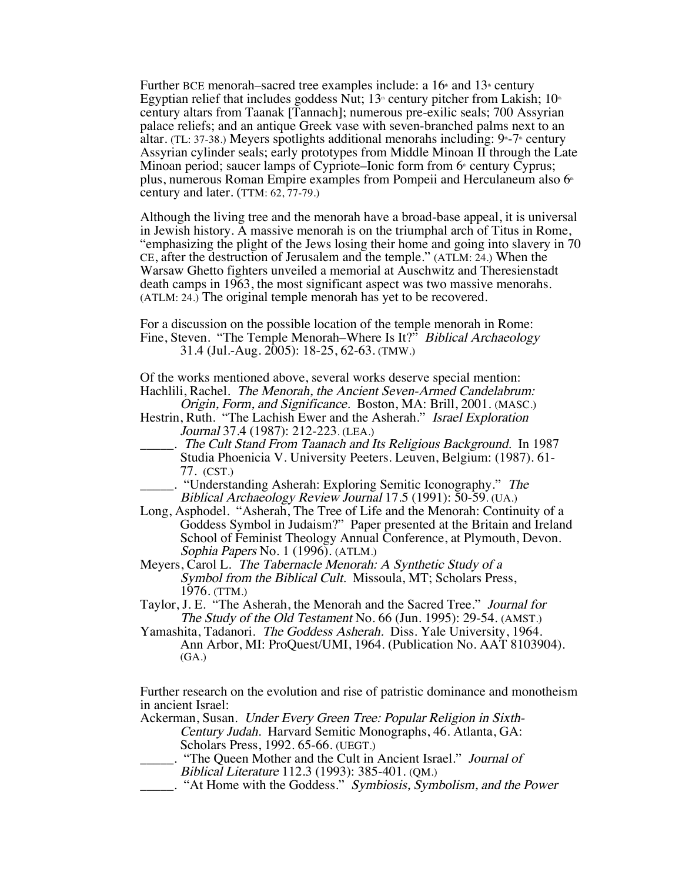Further BCE menorah–sacred tree examples include: a 16th and 13th century Egyptian relief that includes goddess Nut; 13th century pitcher from Lakish; 10th century altars from Taanak [Tannach]; numerous pre-exilic seals; 700 Assyrian palace reliefs; and an antique Greek vase with seven-branched palms next to an altar. (TL: 37-38.) Meyers spotlights additional menorahs including: 9th-7th century Assyrian cylinder seals; early prototypes from Middle Minoan II through the Late Minoan period; saucer lamps of Cypriote–Ionic form from 6th century Cyprus; plus, numerous Roman Empire examples from Pompeii and Herculaneum also 6th century and later. (TTM: 62, 77-79.)

Although the living tree and the menorah have a broad-base appeal, it is universal in Jewish history. A massive menorah is on the triumphal arch of Titus in Rome, "emphasizing the plight of the Jews losing their home and going into slavery in 70 CE, after the destruction of Jerusalem and the temple." (ATLM: 24.) When the Warsaw Ghetto fighters unveiled a memorial at Auschwitz and Theresienstadt death camps in 1963, the most significant aspect was two massive menorahs. (ATLM: 24.) The original temple menorah has yet to be recovered.

For a discussion on the possible location of the temple menorah in Rome:
Fine, Steven. "The Temple Menorah–Where Is It?" *Biblical Archaeology* 31.4 (Jul.-Aug. 2005): 18-25, 62-63. (TMW.)

Of the works mentioned above, several works deserve special mention:
Hachlili, Rachel. *The Menorah, the Ancient Seven-Armed Candelabrum: Origin, Form, and Significance.* Boston, MA: Brill, 2001. (MASC.)
Hestrin, Ruth. "The Lachish Ewer and the Asherah." *Israel Exploration Journal* 37.4 (1987): 212-223. (LEA.)
_____. *The Cult Stand From Taanach and Its Religious Background.* In 1987 Studia Phoenicia V. University Peeters. Leuven, Belgium: (1987). 61-77. (CST.)
_____. "Understanding Asherah: Exploring Semitic Iconography." *The Biblical Archaeology Review Journal* 17.5 (1991): 50-59. (UA.)
Long, Asphodel. "Asherah, The Tree of Life and the Menorah: Continuity of a Goddess Symbol in Judaism?" Paper presented at the Britain and Ireland School of Feminist Theology Annual Conference, at Plymouth, Devon. *Sophia Papers* No. 1 (1996). (ATLM.)
Meyers, Carol L. *The Tabernacle Menorah: A Synthetic Study of a Symbol from the Biblical Cult.* Missoula, MT; Scholars Press, 1976. (TTM.)
Taylor, J. E. "The Asherah, the Menorah and the Sacred Tree." *Journal for The Study of the Old Testament* No. 66 (Jun. 1995): 29-54. (AMST.)
Yamashita, Tadanori. *The Goddess Asherah.* Diss. Yale University, 1964. Ann Arbor, MI: ProQuest/UMI, 1964. (Publication No. AAT 8103904). (GA.)

Further research on the evolution and rise of patristic dominance and monotheism in ancient Israel:
Ackerman, Susan. *Under Every Green Tree: Popular Religion in Sixth-Century Judah.* Harvard Semitic Monographs, 46. Atlanta, GA: Scholars Press, 1992. 65-66. (UEGT.)
_____. "The Queen Mother and the Cult in Ancient Israel." *Journal of Biblical Literature* 112.3 (1993): 385-401. (QM.)
_____. "At Home with the Goddess." *Symbiosis, Symbolism, and the Power*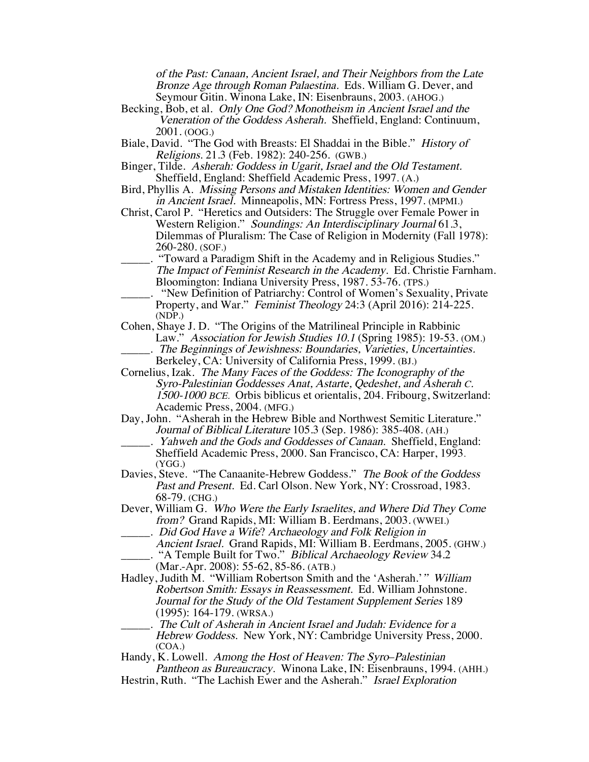*of the Past: Canaan, Ancient Israel, and Their Neighbors from the Late Bronze Age through Roman Palaestina.* Eds. William G. Dever, and Seymour Gitin. Winona Lake, IN: Eisenbrauns, 2003. (AHOG.)

Becking, Bob, et al. *Only One God? Monotheism in Ancient Israel and the Veneration of the Goddess Asherah.* Sheffield, England: Continuum, 2001. (OOG.)

Biale, David. "The God with Breasts: El Shaddai in the Bible." *History of Religions.* 21.3 (Feb. 1982): 240-256. (GWB.)

Binger, Tilde. *Asherah: Goddess in Ugarit, Israel and the Old Testament.* Sheffield, England: Sheffield Academic Press, 1997. (A.)

Bird, Phyllis A. *Missing Persons and Mistaken Identities: Women and Gender in Ancient Israel.* Minneapolis, MN: Fortress Press, 1997. (MPMI.)

Christ, Carol P. "Heretics and Outsiders: The Struggle over Female Power in Western Religion." *Soundings: An Interdisciplinary Journal* 61.3, Dilemmas of Pluralism: The Case of Religion in Modernity (Fall 1978): 260-280. (SOF.)

_____. "Toward a Paradigm Shift in the Academy and in Religious Studies." *The Impact of Feminist Research in the Academy.* Ed. Christie Farnham. Bloomington: Indiana University Press, 1987. 53-76. (TPS.)

_____. "New Definition of Patriarchy: Control of Women's Sexuality, Private Property, and War." *Feminist Theology* 24:3 (April 2016): 214-225. (NDP.)

Cohen, Shaye J. D. "The Origins of the Matrilineal Principle in Rabbinic Law." *Association for Jewish Studies 10.1* (Spring 1985): 19-53. (OM.)

_____. *The Beginnings of Jewishness: Boundaries, Varieties, Uncertainties.* Berkeley, CA: University of California Press, 1999. (BJ.)

Cornelius, Izak. *The Many Faces of the Goddess: The Iconography of the Syro-Palestinian Goddesses Anat, Astarte, Qedeshet, and Asherah c. 1500-1000 BCE.* Orbis biblicus et orientalis, 204. Fribourg, Switzerland: Academic Press, 2004. (MFG.)

Day, John. "Asherah in the Hebrew Bible and Northwest Semitic Literature." *Journal of Biblical Literature* 105.3 (Sep. 1986): 385-408. (AH.)

_____. *Yahweh and the Gods and Goddesses of Canaan.* Sheffield, England: Sheffield Academic Press, 2000. San Francisco, CA: Harper, 1993. (YGG.)

Davies, Steve. "The Canaanite-Hebrew Goddess." *The Book of the Goddess Past and Present.* Ed. Carl Olson. New York, NY: Crossroad, 1983. 68-79. (CHG.)

Dever, William G. *Who Were the Early Israelites, and Where Did They Come from?* Grand Rapids, MI: William B. Eerdmans, 2003. (WWEI.)

_____. *Did God Have a Wife? Archaeology and Folk Religion in Ancient Israel.* Grand Rapids, MI: William B. Eerdmans, 2005. (GHW.)

_____. "A Temple Built for Two." *Biblical Archaeology Review* 34.2 (Mar.-Apr. 2008): 55-62, 85-86. (ATB.)

Hadley, Judith M. "William Robertson Smith and the 'Asherah.'" *William Robertson Smith: Essays in Reassessment.* Ed. William Johnstone. *Journal for the Study of the Old Testament Supplement Series* 189 (1995): 164-179. (WRSA.)

_____. *The Cult of Asherah in Ancient Israel and Judah: Evidence for a Hebrew Goddess.* New York, NY: Cambridge University Press, 2000. (COA.)

Handy, K. Lowell. *Among the Host of Heaven: The Syro–Palestinian Pantheon as Bureaucracy.* Winona Lake, IN: Eisenbrauns, 1994. (AHH.)

Hestrin, Ruth. "The Lachish Ewer and the Asherah." *Israel Exploration*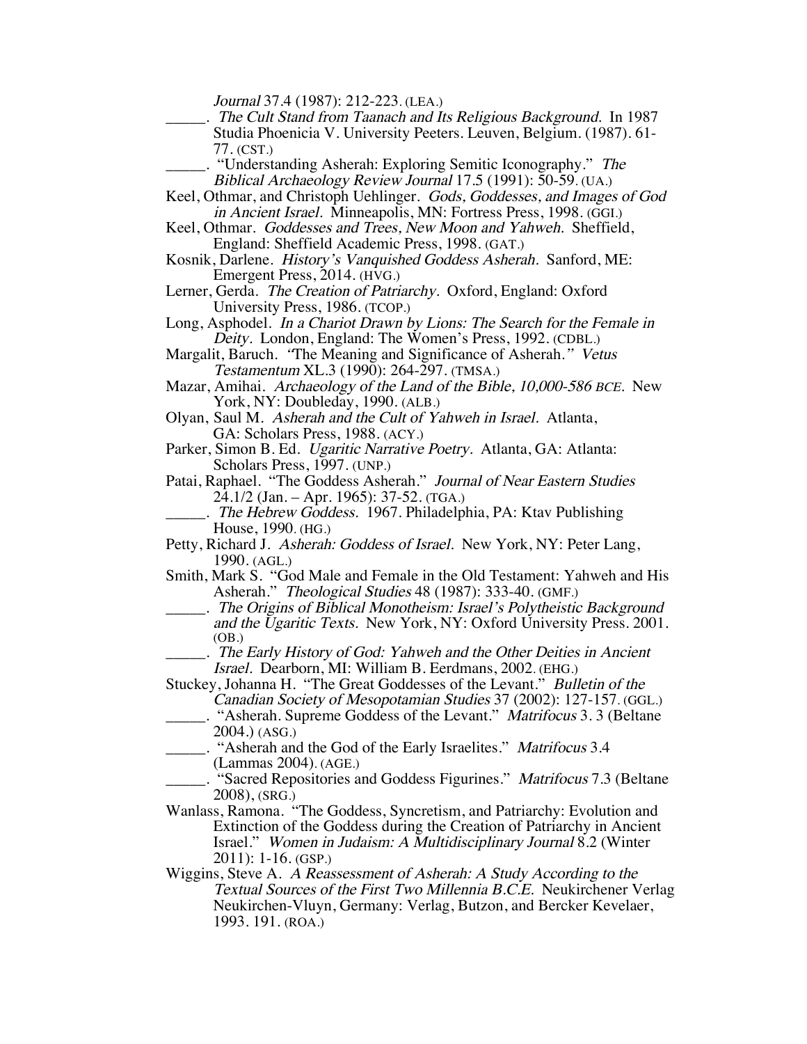*Journal* 37.4 (1987): 212-223. (LEA.)

_____. *The Cult Stand from Taanach and Its Religious Background.* In 1987 Studia Phoenicia V. University Peeters. Leuven, Belgium. (1987). 61-77. (CST.)

_____. "Understanding Asherah: Exploring Semitic Iconography." *The Biblical Archaeology Review Journal* 17.5 (1991): 50-59. (UA.)

Keel, Othmar, and Christoph Uehlinger. *Gods, Goddesses, and Images of God in Ancient Israel.* Minneapolis, MN: Fortress Press, 1998. (GGI.)

Keel, Othmar. *Goddesses and Trees, New Moon and Yahweh.* Sheffield, England: Sheffield Academic Press, 1998. (GAT.)

Kosnik, Darlene. *History's Vanquished Goddess Asherah.* Sanford, ME: Emergent Press, 2014. (HVG.)

Lerner, Gerda. *The Creation of Patriarchy.* Oxford, England: Oxford University Press, 1986. (TCOP.)

Long, Asphodel. *In a Chariot Drawn by Lions: The Search for the Female in Deity.* London, England: The Women's Press, 1992. (CDBL.)

Margalit, Baruch. "The Meaning and Significance of Asherah." *Vetus Testamentum* XL.3 (1990): 264-297. (TMSA.)

Mazar, Amihai. *Archaeology of the Land of the Bible, 10,000-586 BCE.* New York, NY: Doubleday, 1990. (ALB.)

Olyan, Saul M. *Asherah and the Cult of Yahweh in Israel.* Atlanta, GA: Scholars Press, 1988. (ACY.)

Parker, Simon B. Ed. *Ugaritic Narrative Poetry.* Atlanta, GA: Atlanta: Scholars Press, 1997. (UNP.)

Patai, Raphael. "The Goddess Asherah." *Journal of Near Eastern Studies* 24.1/2 (Jan. – Apr. 1965): 37-52. (TGA.)

_____. *The Hebrew Goddess.* 1967. Philadelphia, PA: Ktav Publishing House, 1990. (HG.)

Petty, Richard J. *Asherah: Goddess of Israel.* New York, NY: Peter Lang, 1990. (AGL.)

Smith, Mark S. "God Male and Female in the Old Testament: Yahweh and His Asherah." *Theological Studies* 48 (1987): 333-40. (GMF.)

_____. *The Origins of Biblical Monotheism: Israel's Polytheistic Background and the Ugaritic Texts.* New York, NY: Oxford University Press. 2001. (OB.)

_____. *The Early History of God: Yahweh and the Other Deities in Ancient Israel.* Dearborn, MI: William B. Eerdmans, 2002. (EHG.)

Stuckey, Johanna H. "The Great Goddesses of the Levant." *Bulletin of the Canadian Society of Mesopotamian Studies* 37 (2002): 127-157. (GGL.)

_____. "Asherah. Supreme Goddess of the Levant." *Matrifocus* 3. 3 (Beltane 2004.) (ASG.)

_____. "Asherah and the God of the Early Israelites." *Matrifocus* 3.4 (Lammas 2004). (AGE.)

_____. "Sacred Repositories and Goddess Figurines." *Matrifocus* 7.3 (Beltane 2008), (SRG.)

Wanlass, Ramona. "The Goddess, Syncretism, and Patriarchy: Evolution and Extinction of the Goddess during the Creation of Patriarchy in Ancient Israel." *Women in Judaism: A Multidisciplinary Journal* 8.2 (Winter 2011): 1-16. (GSP.)

Wiggins, Steve A. *A Reassessment of Asherah: A Study According to the Textual Sources of the First Two Millennia B.C.E.* Neukirchener Verlag Neukirchen-Vluyn, Germany: Verlag, Butzon, and Bercker Kevelaer, 1993. 191. (ROA.)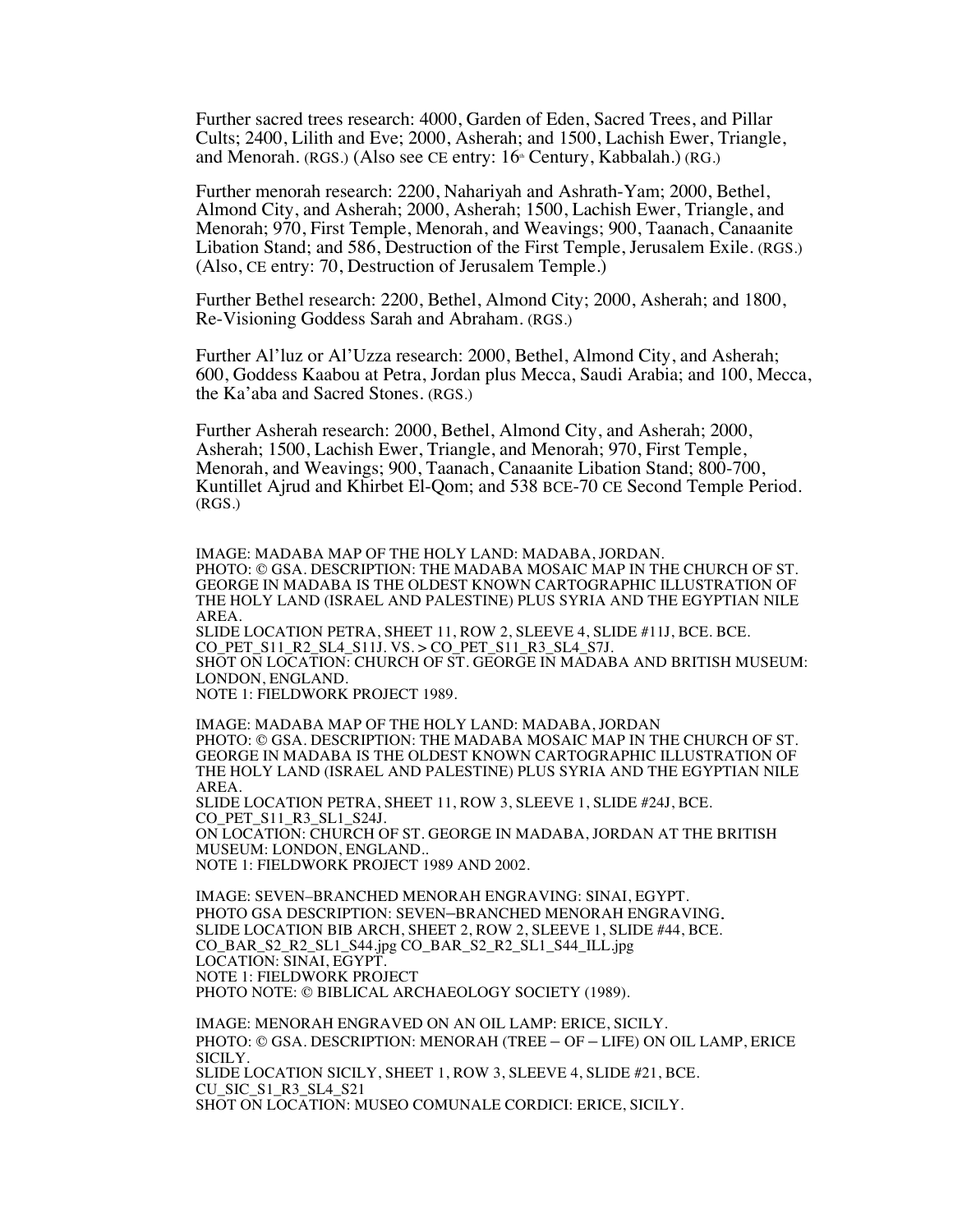Further sacred trees research: 4000, Garden of Eden, Sacred Trees, and Pillar Cults; 2400, Lilith and Eve; 2000, Asherah; and 1500, Lachish Ewer, Triangle, and Menorah. (RGS.) (Also see CE entry: 16th Century, Kabbalah.) (RG.)

Further menorah research: 2200, Nahariyah and Ashrath-Yam; 2000, Bethel, Almond City, and Asherah; 2000, Asherah; 1500, Lachish Ewer, Triangle, and Menorah; 970, First Temple, Menorah, and Weavings; 900, Taanach, Canaanite Libation Stand; and 586, Destruction of the First Temple, Jerusalem Exile. (RGS.) (Also, CE entry: 70, Destruction of Jerusalem Temple.)

Further Bethel research: 2200, Bethel, Almond City; 2000, Asherah; and 1800, Re-Visioning Goddess Sarah and Abraham. (RGS.)

Further Al'luz or Al'Uzza research: 2000, Bethel, Almond City, and Asherah; 600, Goddess Kaabou at Petra, Jordan plus Mecca, Saudi Arabia; and 100, Mecca, the Ka'aba and Sacred Stones. (RGS.)

Further Asherah research: 2000, Bethel, Almond City, and Asherah; 2000, Asherah; 1500, Lachish Ewer, Triangle, and Menorah; 970, First Temple, Menorah, and Weavings; 900, Taanach, Canaanite Libation Stand; 800-700, Kuntillet Ajrud and Khirbet El-Qom; and 538 BCE-70 CE Second Temple Period. (RGS.)

IMAGE: MADABA MAP OF THE HOLY LAND: MADABA, JORDAN.
PHOTO: © GSA. DESCRIPTION: THE MADABA MOSAIC MAP IN THE CHURCH OF ST. GEORGE IN MADABA IS THE OLDEST KNOWN CARTOGRAPHIC ILLUSTRATION OF THE HOLY LAND (ISRAEL AND PALESTINE) PLUS SYRIA AND THE EGYPTIAN NILE AREA.
SLIDE LOCATION PETRA, SHEET 11, ROW 2, SLEEVE 4, SLIDE #11J, BCE. BCE.
CO_PET_S11_R2_SL4_S11J. VS. > CO_PET_S11_R3_SL4_S7J.
SHOT ON LOCATION: CHURCH OF ST. GEORGE IN MADABA AND BRITISH MUSEUM: LONDON, ENGLAND.
NOTE 1: FIELDWORK PROJECT 1989.

IMAGE: MADABA MAP OF THE HOLY LAND: MADABA, JORDAN
PHOTO: © GSA. DESCRIPTION: THE MADABA MOSAIC MAP IN THE CHURCH OF ST. GEORGE IN MADABA IS THE OLDEST KNOWN CARTOGRAPHIC ILLUSTRATION OF THE HOLY LAND (ISRAEL AND PALESTINE) PLUS SYRIA AND THE EGYPTIAN NILE AREA.
SLIDE LOCATION PETRA, SHEET 11, ROW 3, SLEEVE 1, SLIDE #24J, BCE.
CO_PET_S11_R3_SL1_S24J.
ON LOCATION: CHURCH OF ST. GEORGE IN MADABA, JORDAN AT THE BRITISH MUSEUM: LONDON, ENGLAND..
NOTE 1: FIELDWORK PROJECT 1989 AND 2002.

IMAGE: SEVEN–BRANCHED MENORAH ENGRAVING: SINAI, EGYPT.
PHOTO GSA DESCRIPTION: SEVEN–BRANCHED MENORAH ENGRAVING.
SLIDE LOCATION BIB ARCH, SHEET 2, ROW 2, SLEEVE 1, SLIDE #44, BCE.
CO_BAR_S2_R2_SL1_S44.jpg CO_BAR_S2_R2_SL1_S44_ILL.jpg
LOCATION: SINAI, EGYPT.
NOTE 1: FIELDWORK PROJECT
PHOTO NOTE: © BIBLICAL ARCHAEOLOGY SOCIETY (1989).

IMAGE: MENORAH ENGRAVED ON AN OIL LAMP: ERICE, SICILY.
PHOTO: © GSA. DESCRIPTION: MENORAH (TREE – OF – LIFE) ON OIL LAMP, ERICE SICILY.
SLIDE LOCATION SICILY, SHEET 1, ROW 3, SLEEVE 4, SLIDE #21, BCE.
CU_SIC_S1_R3_SL4_S21
SHOT ON LOCATION: MUSEO COMUNALE CORDICI: ERICE, SICILY.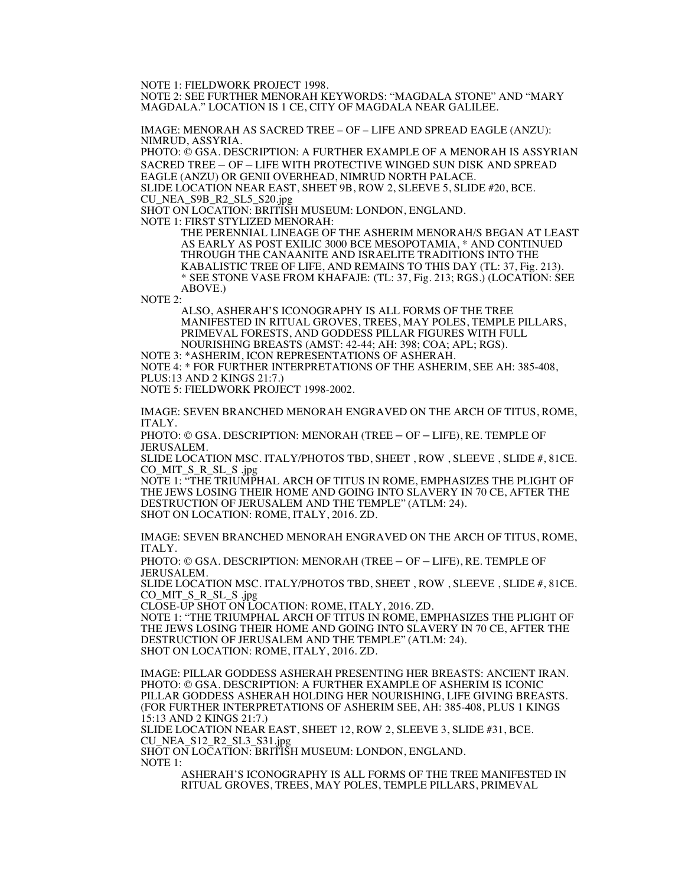NOTE 1: FIELDWORK PROJECT 1998.
NOTE 2: SEE FURTHER MENORAH KEYWORDS: "MAGDALA STONE" AND "MARY MAGDALA." LOCATION IS 1 CE, CITY OF MAGDALA NEAR GALILEE.

IMAGE: MENORAH AS SACRED TREE – OF – LIFE AND SPREAD EAGLE (ANZU): NIMRUD, ASSYRIA.
PHOTO: © GSA. DESCRIPTION: A FURTHER EXAMPLE OF A MENORAH IS ASSYRIAN SACRED TREE – OF – LIFE WITH PROTECTIVE WINGED SUN DISK AND SPREAD EAGLE (ANZU) OR GENII OVERHEAD, NIMRUD NORTH PALACE.
SLIDE LOCATION NEAR EAST, SHEET 9B, ROW 2, SLEEVE 5, SLIDE #20, BCE.
CU_NEA_S9B_R2_SL5_S20.jpg
SHOT ON LOCATION: BRITISH MUSEUM: LONDON, ENGLAND.
NOTE 1: FIRST STYLIZED MENORAH:

> THE PERENNIAL LINEAGE OF THE ASHERIM MENORAH/S BEGAN AT LEAST AS EARLY AS POST EXILIC 3000 BCE MESOPOTAMIA, * AND CONTINUED THROUGH THE CANAANITE AND ISRAELITE TRADITIONS INTO THE KABALISTIC TREE OF LIFE, AND REMAINS TO THIS DAY (TL: 37, Fig. 213).
> * SEE STONE VASE FROM KHAFAJE: (TL: 37, Fig. 213; RGS.) (LOCATION: SEE ABOVE.)

NOTE 2:

> ALSO, ASHERAH'S ICONOGRAPHY IS ALL FORMS OF THE TREE MANIFESTED IN RITUAL GROVES, TREES, MAY POLES, TEMPLE PILLARS, PRIMEVAL FORESTS, AND GODDESS PILLAR FIGURES WITH FULL NOURISHING BREASTS (AMST: 42-44; AH: 398; COA; APL; RGS).

NOTE 3: *ASHERIM, ICON REPRESENTATIONS OF ASHERAH.
NOTE 4: * FOR FURTHER INTERPRETATIONS OF THE ASHERIM, SEE AH: 385-408, PLUS:13 AND 2 KINGS 21:7.)
NOTE 5: FIELDWORK PROJECT 1998-2002.

IMAGE: SEVEN BRANCHED MENORAH ENGRAVED ON THE ARCH OF TITUS, ROME, ITALY.
PHOTO: © GSA. DESCRIPTION: MENORAH (TREE – OF – LIFE), RE. TEMPLE OF JERUSALEM.
SLIDE LOCATION MSC. ITALY/PHOTOS TBD, SHEET , ROW , SLEEVE , SLIDE #, 81CE.
CO_MIT_S_R_SL_S .jpg
NOTE 1: "THE TRIUMPHAL ARCH OF TITUS IN ROME, EMPHASIZES THE PLIGHT OF THE JEWS LOSING THEIR HOME AND GOING INTO SLAVERY IN 70 CE, AFTER THE DESTRUCTION OF JERUSALEM AND THE TEMPLE" (ATLM: 24).
SHOT ON LOCATION: ROME, ITALY, 2016. ZD.

IMAGE: SEVEN BRANCHED MENORAH ENGRAVED ON THE ARCH OF TITUS, ROME, ITALY.
PHOTO: © GSA. DESCRIPTION: MENORAH (TREE – OF – LIFE), RE. TEMPLE OF JERUSALEM.
SLIDE LOCATION MSC. ITALY/PHOTOS TBD, SHEET , ROW , SLEEVE , SLIDE #, 81CE.
CO_MIT_S_R_SL_S .jpg
CLOSE-UP SHOT ON LOCATION: ROME, ITALY, 2016. ZD.
NOTE 1: "THE TRIUMPHAL ARCH OF TITUS IN ROME, EMPHASIZES THE PLIGHT OF THE JEWS LOSING THEIR HOME AND GOING INTO SLAVERY IN 70 CE, AFTER THE DESTRUCTION OF JERUSALEM AND THE TEMPLE" (ATLM: 24).
SHOT ON LOCATION: ROME, ITALY, 2016. ZD.

IMAGE: PILLAR GODDESS ASHERAH PRESENTING HER BREASTS: ANCIENT IRAN.
PHOTO: © GSA. DESCRIPTION: A FURTHER EXAMPLE OF ASHERIM IS ICONIC PILLAR GODDESS ASHERAH HOLDING HER NOURISHING, LIFE GIVING BREASTS. (FOR FURTHER INTERPRETATIONS OF ASHERIM SEE, AH: 385-408, PLUS 1 KINGS 15:13 AND 2 KINGS 21:7.)
SLIDE LOCATION NEAR EAST, SHEET 12, ROW 2, SLEEVE 3, SLIDE #31, BCE.
CU_NEA_S12_R2_SL3_S31.jpg
SHOT ON LOCATION: BRITISH MUSEUM: LONDON, ENGLAND.
NOTE 1:

> ASHERAH'S ICONOGRAPHY IS ALL FORMS OF THE TREE MANIFESTED IN RITUAL GROVES, TREES, MAY POLES, TEMPLE PILLARS, PRIMEVAL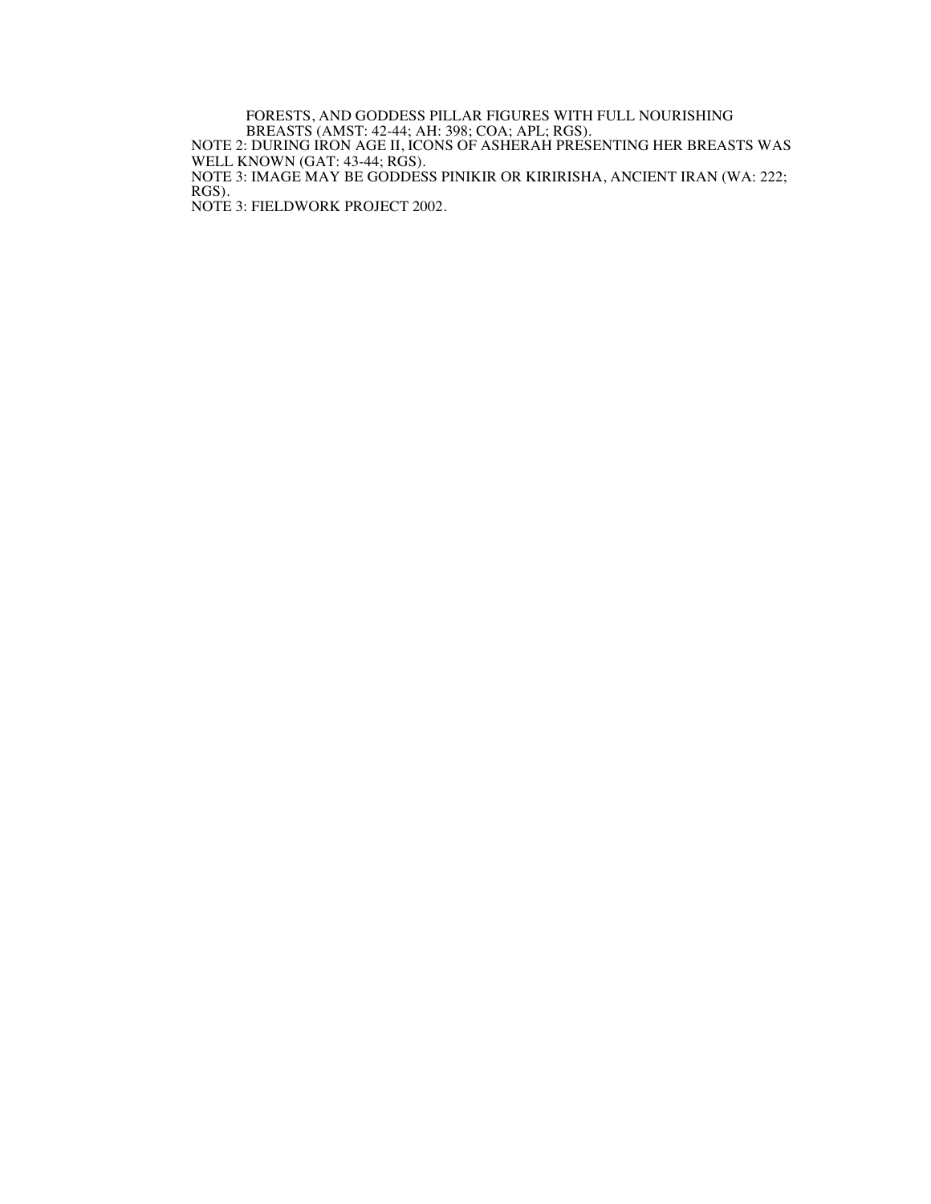FORESTS, AND GODDESS PILLAR FIGURES WITH FULL NOURISHING BREASTS (AMST: 42-44; AH: 398; COA; APL; RGS).

NOTE 2: DURING IRON AGE II, ICONS OF ASHERAH PRESENTING HER BREASTS WAS WELL KNOWN (GAT: 43-44; RGS).

NOTE 3: IMAGE MAY BE GODDESS PINIKIR OR KIRIRISHA, ANCIENT IRAN (WA: 222; RGS).

NOTE 3: FIELDWORK PROJECT 2002.